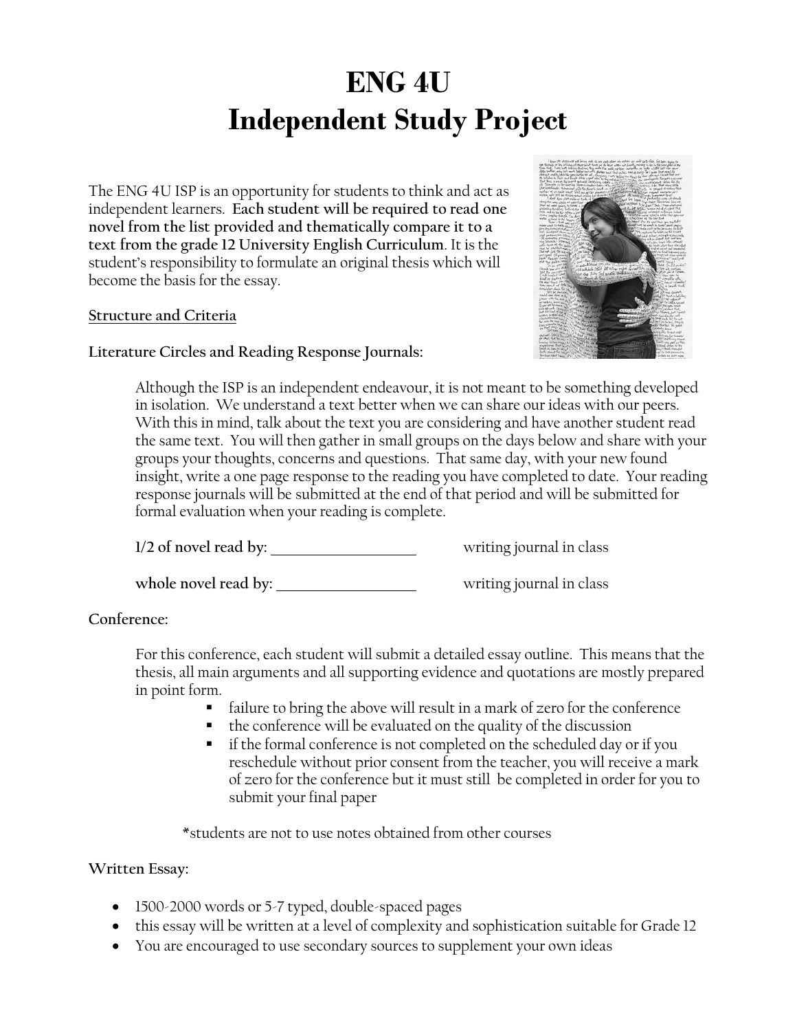# ENG 4U
# Independent Study Project

The ENG 4U ISP is an opportunity for students to think and act as independent learners. **Each student will be required to read one novel from the list provided and thematically compare it to a text from the grade 12 University English Curriculum**. It is the student's responsibility to formulate an original thesis which will become the basis for the essay.

<u>**Structure and Criteria**</u>

**Literature Circles and Reading Response Journals:**

> Although the ISP is an independent endeavour, it is not meant to be something developed in isolation. We understand a text better when we can share our ideas with our peers. With this in mind, talk about the text you are considering and have another student read the same text. You will then gather in small groups on the days below and share with your groups your thoughts, concerns and questions. That same day, with your new found insight, write a one page response to the reading you have completed to date. Your reading response journals will be submitted at the end of that period and will be submitted for formal evaluation when your reading is complete.
>
> **1/2 of novel read by:** ___________________ writing journal in class
>
> **whole novel read by:** ___________________ writing journal in class

**Conference:**

> For this conference, each student will submit a detailed essay outline. This means that the thesis, all main arguments and all supporting evidence and quotations are mostly prepared in point form.
>
> - failure to bring the above will result in a mark of zero for the conference
> - the conference will be evaluated on the quality of the discussion
> - if the formal conference is not completed on the scheduled day or if you reschedule without prior consent from the teacher, you will receive a mark of zero for the conference but it must still be completed in order for you to submit your final paper
>
> *students are not to use notes obtained from other courses

**Written Essay:**

- 1500-2000 words or 5-7 typed, double-spaced pages
- this essay will be written at a level of complexity and sophistication suitable for Grade 12
- You are encouraged to use secondary sources to supplement your own ideas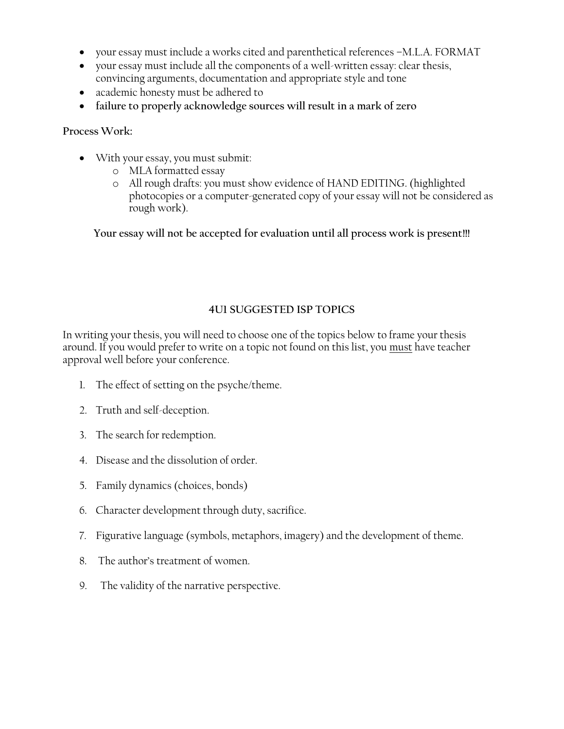- your essay must include a works cited and parenthetical references –M.L.A. FORMAT
- your essay must include all the components of a well-written essay: clear thesis, convincing arguments, documentation and appropriate style and tone
- academic honesty must be adhered to
- **failure to properly acknowledge sources will result in a mark of zero**

**Process Work:**

- With your essay, you must submit:
  - MLA formatted essay
  - All rough drafts: you must show evidence of HAND EDITING. (highlighted photocopies or a computer-generated copy of your essay will not be considered as rough work).

**Your essay will not be accepted for evaluation until all process work is present!!!**

## 4U1 SUGGESTED ISP TOPICS

In writing your thesis, you will need to choose one of the topics below to frame your thesis around. If you would prefer to write on a topic not found on this list, you <u>must</u> have teacher approval well before your conference.

1. The effect of setting on the psyche/theme.
2. Truth and self-deception.
3. The search for redemption.
4. Disease and the dissolution of order.
5. Family dynamics (choices, bonds)
6. Character development through duty, sacrifice.
7. Figurative language (symbols, metaphors, imagery) and the development of theme.
8. The author's treatment of women.
9. The validity of the narrative perspective.